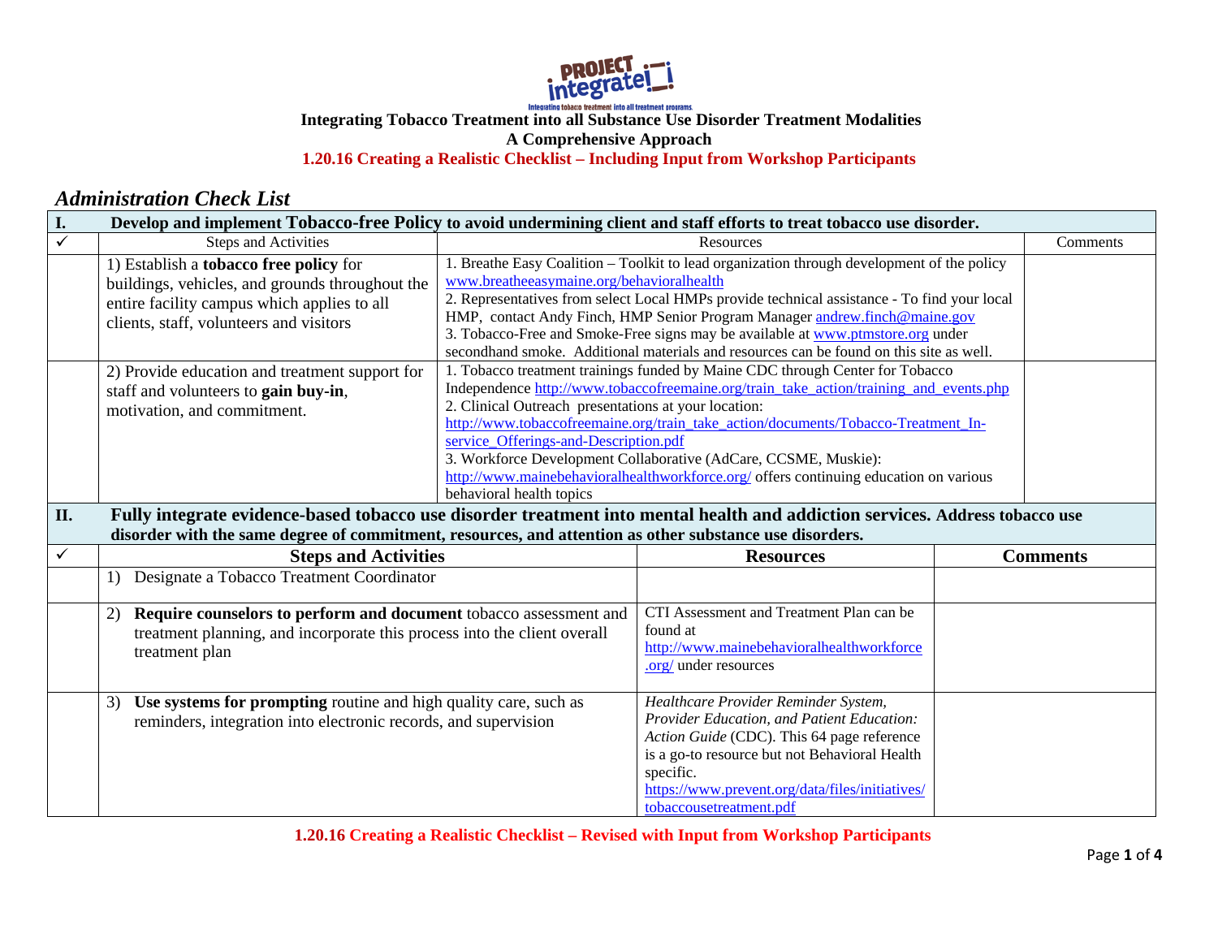**Integrating Tobacco Treatment into all Substance Use Disorder Treatment Modalities**
**A Comprehensive Approach**
**1.20.16 Creating a Realistic Checklist – Including Input from Workshop Participants**

## *Administration Check List*

| I. | Develop and implement Tobacco-free Policy to avoid undermining client and staff efforts to treat tobacco use disorder. | | |
|---|---|---|---|
| ✓ | Steps and Activities | Resources | Comments |
| | 1) Establish a **tobacco free policy** for buildings, vehicles, and grounds throughout the entire facility campus which applies to all clients, staff, volunteers and visitors | 1. Breathe Easy Coalition – Toolkit to lead organization through development of the policy www.breatheeasymaine.org/behavioralhealth<br>2. Representatives from select Local HMPs provide technical assistance - To find your local HMP, contact Andy Finch, HMP Senior Program Manager andrew.finch@maine.gov<br>3. Tobacco-Free and Smoke-Free signs may be available at www.ptmstore.org under secondhand smoke. Additional materials and resources can be found on this site as well. | |
| | 2) Provide education and treatment support for staff and volunteers to **gain buy-in**, motivation, and commitment. | 1. Tobacco treatment trainings funded by Maine CDC through Center for Tobacco Independence http://www.tobaccofreemaine.org/train_take_action/training_and_events.php<br>2. Clinical Outreach presentations at your location: http://www.tobaccofreemaine.org/train_take_action/documents/Tobacco-Treatment_In-service_Offerings-and-Description.pdf<br>3. Workforce Development Collaborative (AdCare, CCSME, Muskie): http://www.mainebehavioralhealthworkforce.org/ offers continuing education on various behavioral health topics | |

| II. | Fully integrate evidence-based tobacco use disorder treatment into mental health and addiction services. Address tobacco use disorder with the same degree of commitment, resources, and attention as other substance use disorders. | | |
|---|---|---|---|
| ✓ | **Steps and Activities** | **Resources** | **Comments** |
| | 1) Designate a Tobacco Treatment Coordinator | | |
| | 2) **Require counselors to perform and document** tobacco assessment and treatment planning, and incorporate this process into the client overall treatment plan | CTI Assessment and Treatment Plan can be found at http://www.mainebehavioralhealthworkforce.org/ under resources | |
| | 3) **Use systems for prompting** routine and high quality care, such as reminders, integration into electronic records, and supervision | *Healthcare Provider Reminder System, Provider Education, and Patient Education: Action Guide* (CDC). This 64 page reference is a go-to resource but not Behavioral Health specific. https://www.prevent.org/data/files/initiatives/tobaccousetreatment.pdf | |

**1.20.16 Creating a Realistic Checklist – Revised with Input from Workshop Participants**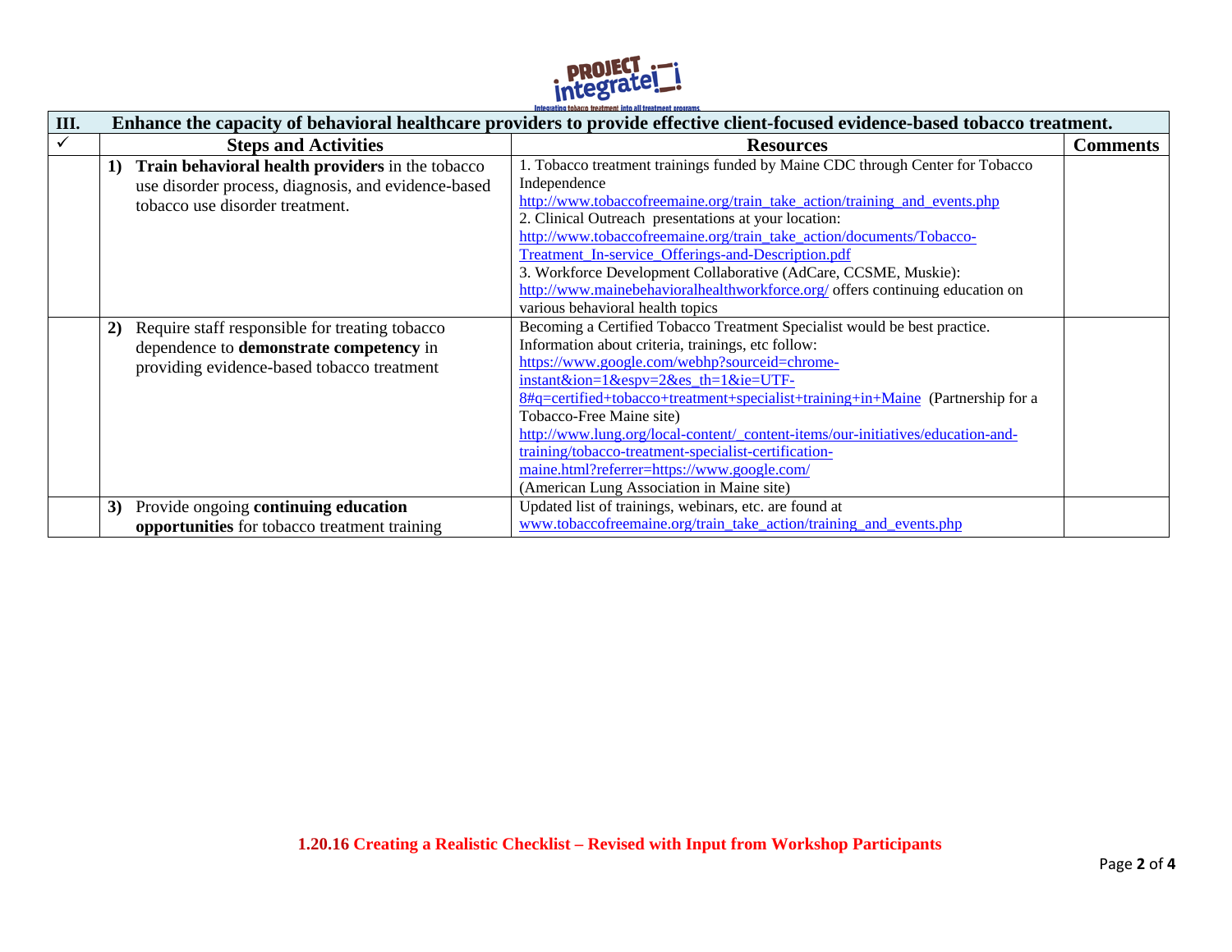| III. | Enhance the capacity of behavioral healthcare providers to provide effective client-focused evidence-based tobacco treatment. | | |
|---|---|---|---|
| ✓ | **Steps and Activities** | **Resources** | **Comments** |
| | **1)** **Train behavioral health providers** in the tobacco use disorder process, diagnosis, and evidence-based tobacco use disorder treatment. | 1. Tobacco treatment trainings funded by Maine CDC through Center for Tobacco Independence http://www.tobaccofreemaine.org/train_take_action/training_and_events.php<br>2. Clinical Outreach presentations at your location: http://www.tobaccofreemaine.org/train_take_action/documents/Tobacco-Treatment_In-service_Offerings-and-Description.pdf<br>3. Workforce Development Collaborative (AdCare, CCSME, Muskie): http://www.mainebehavioralhealthworkforce.org/ offers continuing education on various behavioral health topics | |
| | **2)** Require staff responsible for treating tobacco dependence to **demonstrate competency** in providing evidence-based tobacco treatment | Becoming a Certified Tobacco Treatment Specialist would be best practice. Information about criteria, trainings, etc follow:<br>https://www.google.com/webhp?sourceid=chrome-instant&ion=1&espv=2&es_th=1&ie=UTF-8#q=certified+tobacco+treatment+specialist+training+in+Maine (Partnership for a Tobacco-Free Maine site)<br>http://www.lung.org/local-content/_content-items/our-initiatives/education-and-training/tobacco-treatment-specialist-certification-maine.html?referrer=https://www.google.com/<br>(American Lung Association in Maine site) | |
| | **3)** Provide ongoing **continuing education opportunities** for tobacco treatment training | Updated list of trainings, webinars, etc. are found at www.tobaccofreemaine.org/train_take_action/training_and_events.php | |

**1.20.16 Creating a Realistic Checklist – Revised with Input from Workshop Participants**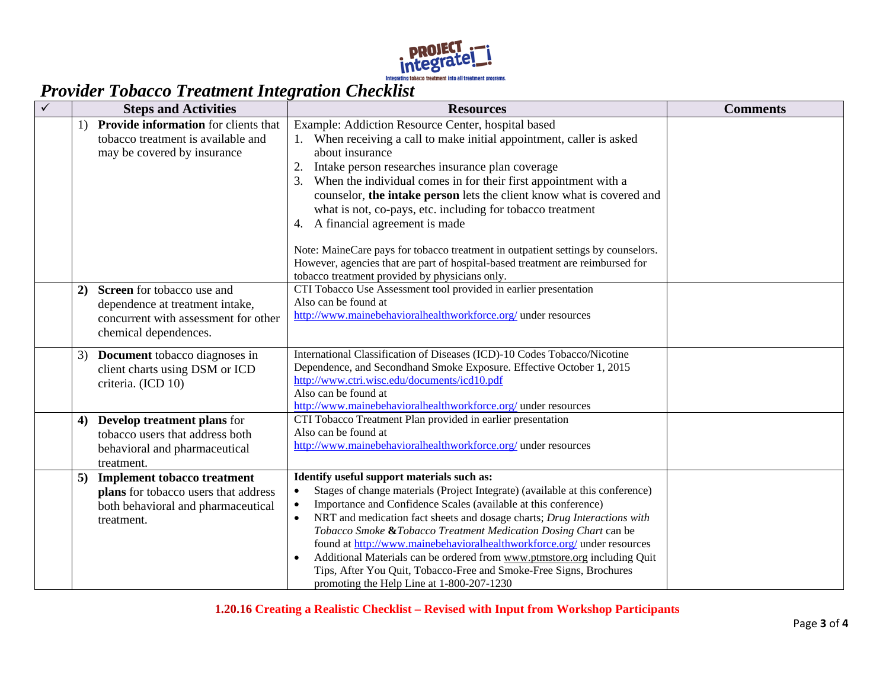# *Provider Tobacco Treatment Integration Checklist*

| ✓ | Steps and Activities | Resources | Comments |
|---|---|---|---|
| | 1) **Provide information** for clients that tobacco treatment is available and may be covered by insurance | Example: Addiction Resource Center, hospital based<br>1. When receiving a call to make initial appointment, caller is asked about insurance<br>2. Intake person researches insurance plan coverage<br>3. When the individual comes in for their first appointment with a counselor, **the intake person** lets the client know what is covered and what is not, co-pays, etc. including for tobacco treatment<br>4. A financial agreement is made<br><br>Note: MaineCare pays for tobacco treatment in outpatient settings by counselors. However, agencies that are part of hospital-based treatment are reimbursed for tobacco treatment provided by physicians only. | |
| | **2) Screen** for tobacco use and dependence at treatment intake, concurrent with assessment for other chemical dependences. | CTI Tobacco Use Assessment tool provided in earlier presentation<br>Also can be found at<br>http://www.mainebehavioralhealthworkforce.org/ under resources | |
| | 3) **Document** tobacco diagnoses in client charts using DSM or ICD criteria. (ICD 10) | International Classification of Diseases (ICD)-10 Codes Tobacco/Nicotine Dependence, and Secondhand Smoke Exposure. Effective October 1, 2015<br>http://www.ctri.wisc.edu/documents/icd10.pdf<br>Also can be found at<br>http://www.mainebehavioralhealthworkforce.org/ under resources | |
| | **4) Develop treatment plans** for tobacco users that address both behavioral and pharmaceutical treatment. | CTI Tobacco Treatment Plan provided in earlier presentation<br>Also can be found at<br>http://www.mainebehavioralhealthworkforce.org/ under resources | |
| | **5) Implement tobacco treatment plans** for tobacco users that address both behavioral and pharmaceutical treatment. | **Identify useful support materials such as:**<br>• Stages of change materials (Project Integrate) (available at this conference)<br>• Importance and Confidence Scales (available at this conference)<br>• NRT and medication fact sheets and dosage charts; *Drug Interactions with Tobacco Smoke* **&***Tobacco Treatment Medication Dosing Chart* can be found at http://www.mainebehavioralhealthworkforce.org/ under resources<br>• Additional Materials can be ordered from www.ptmstore.org including Quit Tips, After You Quit, Tobacco-Free and Smoke-Free Signs, Brochures promoting the Help Line at 1-800-207-1230 | |

**1.20.16 Creating a Realistic Checklist – Revised with Input from Workshop Participants**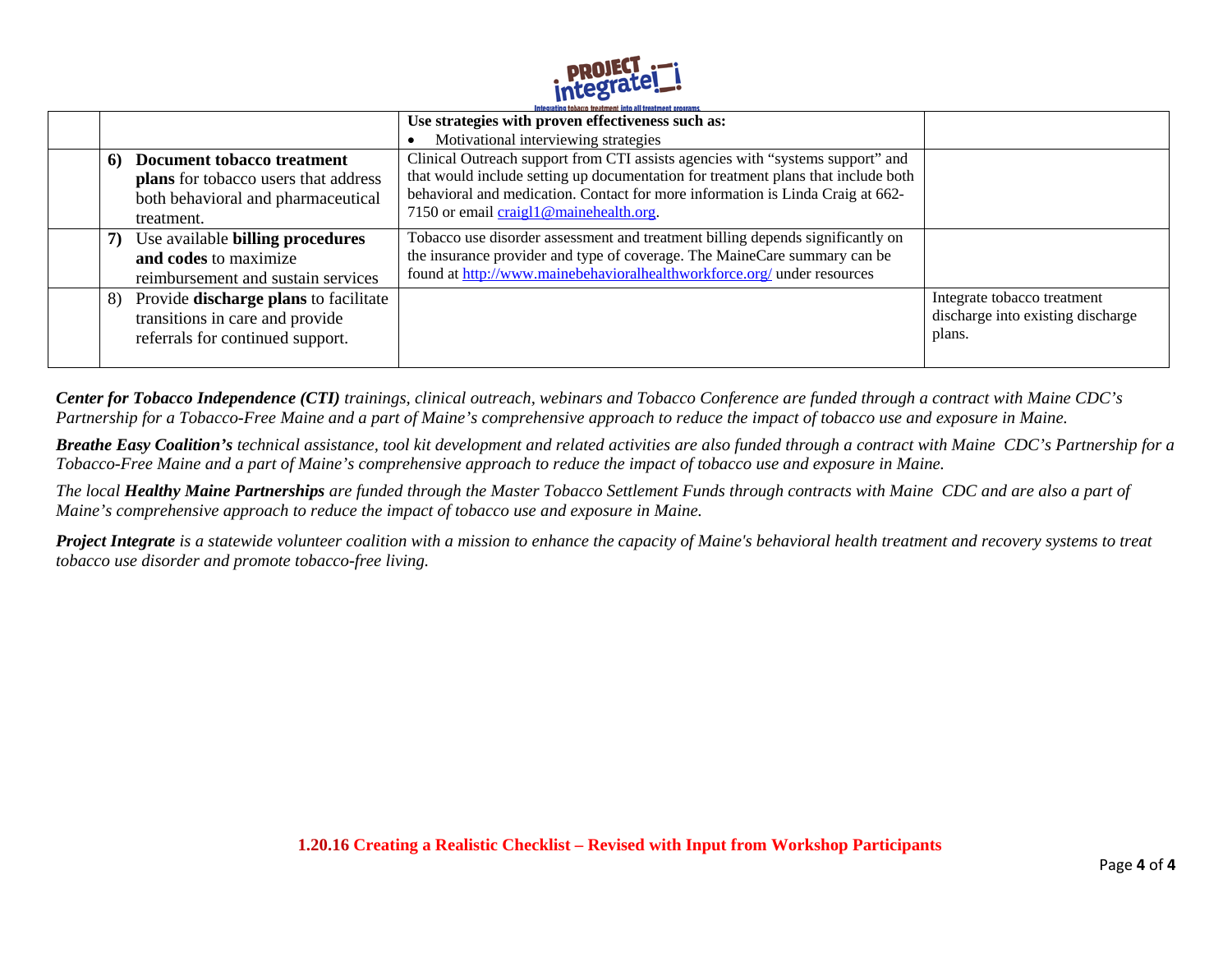| | | | |
|---|---|---|---|
| | | **Use strategies with proven effectiveness such as:**<br>• Motivational interviewing strategies | |
| | **6) Document tobacco treatment plans** for tobacco users that address both behavioral and pharmaceutical treatment. | Clinical Outreach support from CTI assists agencies with "systems support" and that would include setting up documentation for treatment plans that include both behavioral and medication. Contact for more information is Linda Craig at 662-7150 or email craigl1@mainehealth.org. | |
| | **7)** Use available **billing procedures and codes** to maximize reimbursement and sustain services | Tobacco use disorder assessment and treatment billing depends significantly on the insurance provider and type of coverage. The MaineCare summary can be found at http://www.mainebehavioralhealthworkforce.org/ under resources | |
| | 8) Provide **discharge plans** to facilitate transitions in care and provide referrals for continued support. | | Integrate tobacco treatment discharge into existing discharge plans. |

***Center for Tobacco Independence (CTI)*** *trainings, clinical outreach, webinars and Tobacco Conference are funded through a contract with Maine CDC's Partnership for a Tobacco-Free Maine and a part of Maine's comprehensive approach to reduce the impact of tobacco use and exposure in Maine.*

***Breathe Easy Coalition's*** *technical assistance, tool kit development and related activities are also funded through a contract with Maine CDC's Partnership for a Tobacco-Free Maine and a part of Maine's comprehensive approach to reduce the impact of tobacco use and exposure in Maine.*

*The local* ***Healthy Maine Partnerships*** *are funded through the Master Tobacco Settlement Funds through contracts with Maine CDC and are also a part of Maine's comprehensive approach to reduce the impact of tobacco use and exposure in Maine.*

***Project Integrate*** *is a statewide volunteer coalition with a mission to enhance the capacity of Maine's behavioral health treatment and recovery systems to treat tobacco use disorder and promote tobacco-free living.*

**1.20.16 Creating a Realistic Checklist – Revised with Input from Workshop Participants**